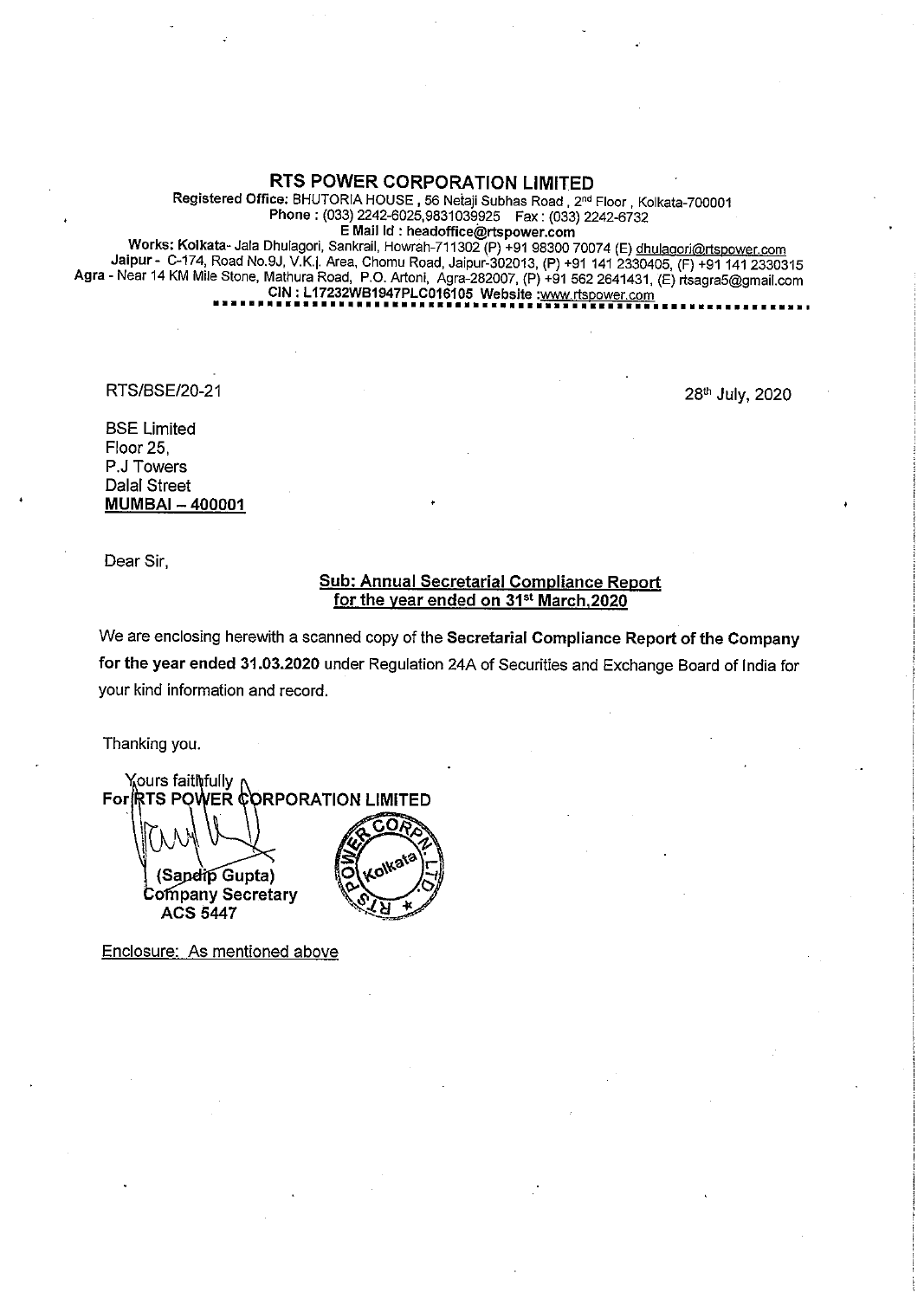# RTS POWER CORPORATION LIMITED

**Registered Office:** BHUTORIA HOUSE , 56 Netaji Subhas Road , 2nd Floor , Kolkata-700001
Phone : (033) 2242-6025,9831039925 Fax : (033) 2242-6732
**E Mail Id : headoffice@rtspower.com**
**Works: Kolkata**- Jala Dhulagori, Sankrail, Howrah-711302 (P) +91 98300 70074 (E) dhulagori@rtspower.com
**Jaipur** - C-174, Road No.9J, V.K.I. Area, Chomu Road, Jaipur-302013, (P) +91 141 2330405, (F) +91 141 2330315
**Agra** - Near 14 KM Mile Stone, Mathura Road, P.O. Artoni, Agra-282007, (P) +91 562 2641431, (E) rtsagra5@gmail.com
**CIN : L17232WB1947PLC016105 Website :www.rtspower.com**

RTS/BSE/20-21

28th July, 2020

BSE Limited
Floor 25,
P.J Towers
Dalal Street
**MUMBAI – 400001**

Dear Sir,

**Sub: Annual Secretarial Compliance Report for the year ended on 31st March,2020**

We are enclosing herewith a scanned copy of the **Secretarial Compliance Report of the Company for the year ended 31.03.2020** under Regulation 24A of Securities and Exchange Board of India for your kind information and record.

Thanking you.

Yours faithfully
**For RTS POWER CORPORATION LIMITED**

**(Sandip Gupta)**
**Company Secretary**
**ACS 5447**

Enclosure: As mentioned above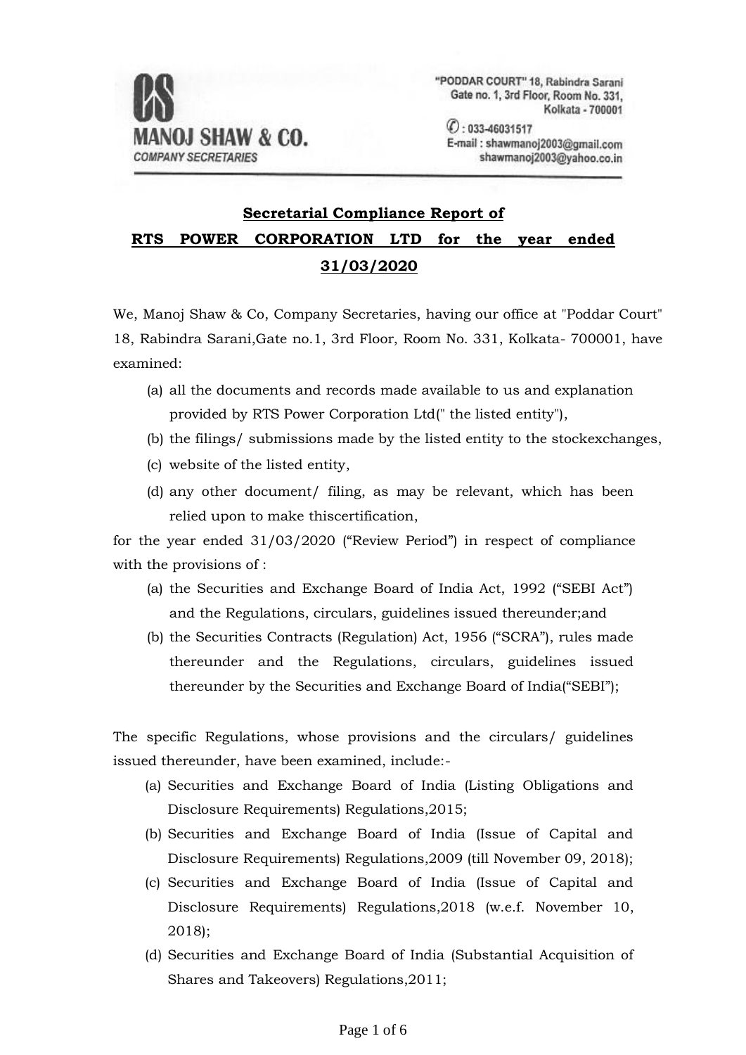**MANOJ SHAW & CO.**
*COMPANY SECRETARIES*

"PODDAR COURT" 18, Rabindra Sarani
Gate no. 1, 3rd Floor, Room No. 331,
Kolkata - 700001

✆ : 033-46031517
E-mail : shawmanoj2003@gmail.com
shawmanoj2003@yahoo.co.in

**Secretarial Compliance Report of**

**RTS POWER CORPORATION LTD for the year ended 31/03/2020**

We, Manoj Shaw & Co, Company Secretaries, having our office at "Poddar Court" 18, Rabindra Sarani,Gate no.1, 3rd Floor, Room No. 331, Kolkata- 700001, have examined:

(a) all the documents and records made available to us and explanation provided by RTS Power Corporation Ltd(" the listed entity"),

(b) the filings/ submissions made by the listed entity to the stockexchanges,

(c) website of the listed entity,

(d) any other document/ filing, as may be relevant, which has been relied upon to make thiscertification,

for the year ended 31/03/2020 ("Review Period") in respect of compliance with the provisions of :

(a) the Securities and Exchange Board of India Act, 1992 ("SEBI Act") and the Regulations, circulars, guidelines issued thereunder;and

(b) the Securities Contracts (Regulation) Act, 1956 ("SCRA"), rules made thereunder and the Regulations, circulars, guidelines issued thereunder by the Securities and Exchange Board of India("SEBI");

The specific Regulations, whose provisions and the circulars/ guidelines issued thereunder, have been examined, include:-

(a) Securities and Exchange Board of India (Listing Obligations and Disclosure Requirements) Regulations,2015;

(b) Securities and Exchange Board of India (Issue of Capital and Disclosure Requirements) Regulations,2009 (till November 09, 2018);

(c) Securities and Exchange Board of India (Issue of Capital and Disclosure Requirements) Regulations,2018 (w.e.f. November 10, 2018);

(d) Securities and Exchange Board of India (Substantial Acquisition of Shares and Takeovers) Regulations,2011;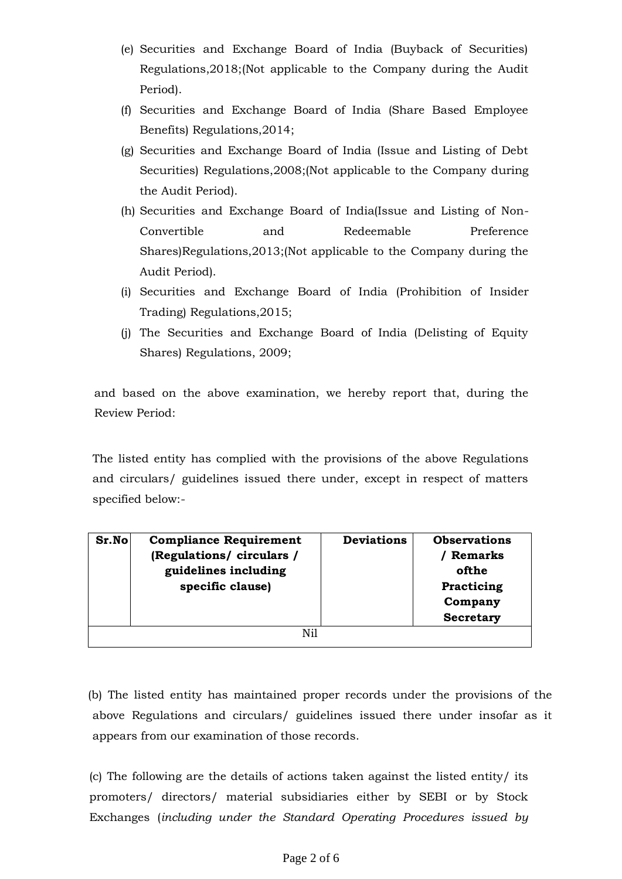(e) Securities and Exchange Board of India (Buyback of Securities) Regulations,2018;(Not applicable to the Company during the Audit Period).

(f) Securities and Exchange Board of India (Share Based Employee Benefits) Regulations,2014;

(g) Securities and Exchange Board of India (Issue and Listing of Debt Securities) Regulations,2008;(Not applicable to the Company during the Audit Period).

(h) Securities and Exchange Board of India(Issue and Listing of Non-Convertible and Redeemable Preference Shares)Regulations,2013;(Not applicable to the Company during the Audit Period).

(i) Securities and Exchange Board of India (Prohibition of Insider Trading) Regulations,2015;

(j) The Securities and Exchange Board of India (Delisting of Equity Shares) Regulations, 2009;

and based on the above examination, we hereby report that, during the Review Period:

The listed entity has complied with the provisions of the above Regulations and circulars/ guidelines issued there under, except in respect of matters specified below:-

| Sr.No | Compliance Requirement (Regulations/ circulars / guidelines including specific clause) | Deviations | Observations / Remarks ofthe Practicing Company Secretary |
|---|---|---|---|
| Nil | | | |

(b) The listed entity has maintained proper records under the provisions of the above Regulations and circulars/ guidelines issued there under insofar as it appears from our examination of those records.

(c) The following are the details of actions taken against the listed entity/ its promoters/ directors/ material subsidiaries either by SEBI or by Stock Exchanges (*including under the Standard Operating Procedures issued by*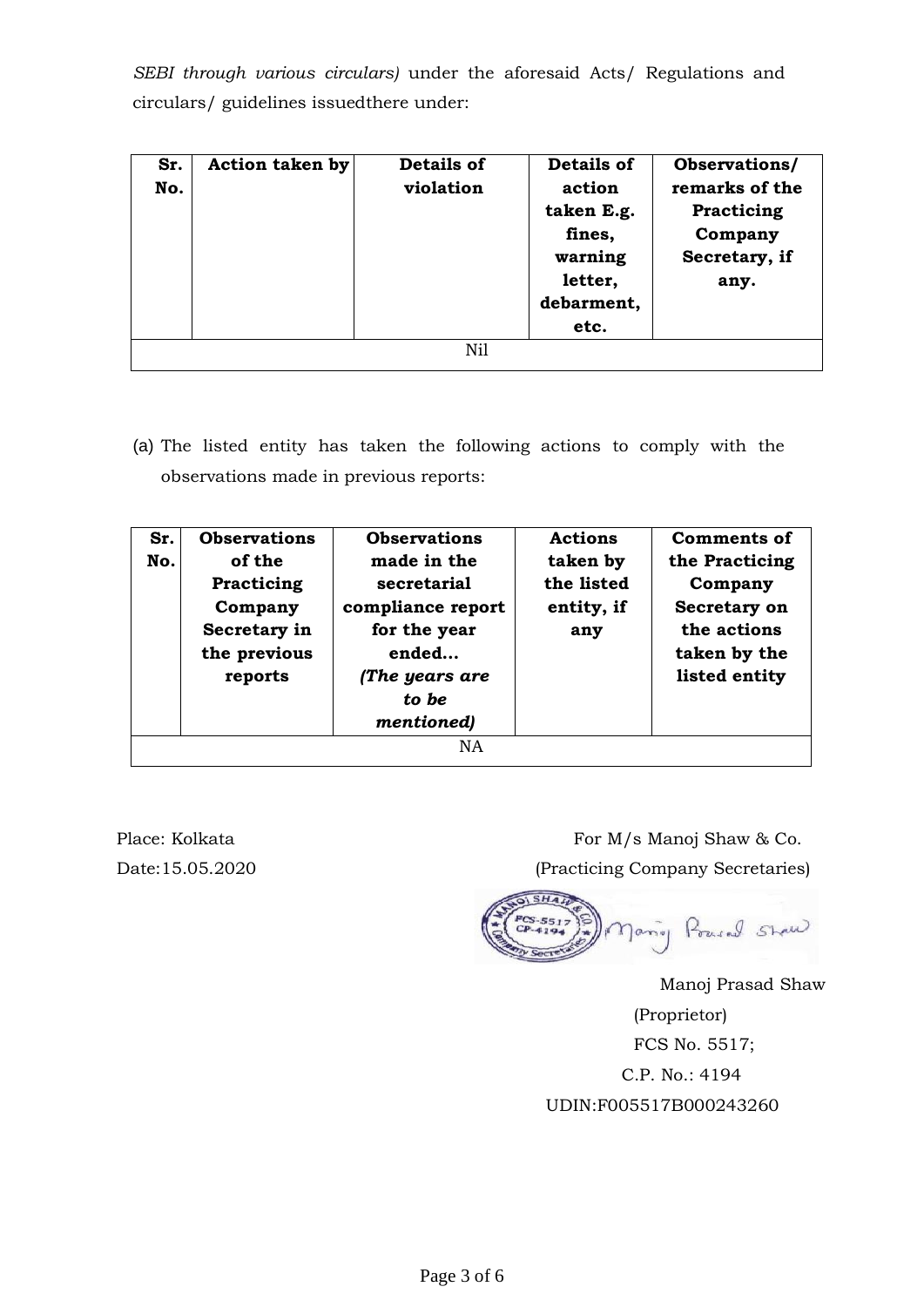*SEBI through various circulars)* under the aforesaid Acts/ Regulations and circulars/ guidelines issuedthere under:

| **Sr. No.** | **Action taken by** | **Details of violation** | **Details of action taken E.g. fines, warning letter, debarment, etc.** | **Observations/ remarks of the Practicing Company Secretary, if any.** |
|---|---|---|---|---|
| Nil | | | | |

(a) The listed entity has taken the following actions to comply with the observations made in previous reports:

| **Sr. No.** | **Observations of the Practicing Company Secretary in the previous reports** | **Observations made in the secretarial compliance report for the year ended...** ***(The years are to be mentioned)*** | **Actions taken by the listed entity, if any** | **Comments of the Practicing Company Secretary on the actions taken by the listed entity** |
|---|---|---|---|---|
| NA | | | | |

Place: Kolkata
Date:15.05.2020

For M/s Manoj Shaw & Co.
(Practicing Company Secretaries)

Manoj Prasad Shaw
(Proprietor)
FCS No. 5517;
C.P. No.: 4194
UDIN:F005517B000243260